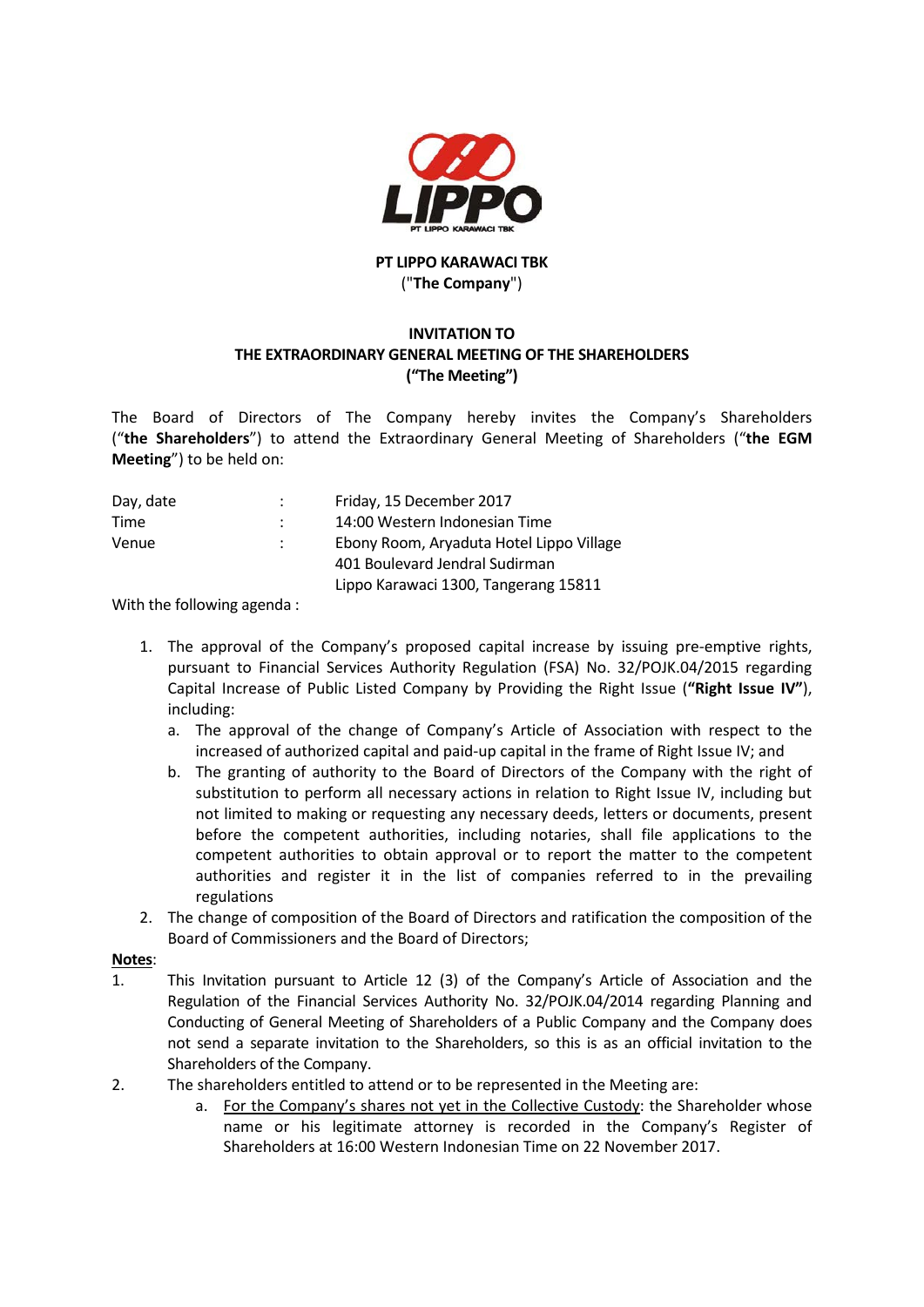**PT LIPPO KARAWACI TBK**
("**The Company**")

**INVITATION TO**
**THE EXTRAORDINARY GENERAL MEETING OF THE SHAREHOLDERS**
**("The Meeting")**

The Board of Directors of The Company hereby invites the Company's Shareholders ("**the Shareholders**") to attend the Extraordinary General Meeting of Shareholders ("**the EGM Meeting**") to be held on:

| | | |
|---|---|---|
| Day, date | : | Friday, 15 December 2017 |
| Time | : | 14:00 Western Indonesian Time |
| Venue | : | Ebony Room, Aryaduta Hotel Lippo Village<br>401 Boulevard Jendral Sudirman<br>Lippo Karawaci 1300, Tangerang 15811 |

With the following agenda :

1. The approval of the Company's proposed capital increase by issuing pre-emptive rights, pursuant to Financial Services Authority Regulation (FSA) No. 32/POJK.04/2015 regarding Capital Increase of Public Listed Company by Providing the Right Issue (**"Right Issue IV"**), including:
   a. The approval of the change of Company's Article of Association with respect to the increased of authorized capital and paid-up capital in the frame of Right Issue IV; and
   b. The granting of authority to the Board of Directors of the Company with the right of substitution to perform all necessary actions in relation to Right Issue IV, including but not limited to making or requesting any necessary deeds, letters or documents, present before the competent authorities, including notaries, shall file applications to the competent authorities to obtain approval or to report the matter to the competent authorities and register it in the list of companies referred to in the prevailing regulations
2. The change of composition of the Board of Directors and ratification the composition of the Board of Commissioners and the Board of Directors;

**Notes**:

1. This Invitation pursuant to Article 12 (3) of the Company's Article of Association and the Regulation of the Financial Services Authority No. 32/POJK.04/2014 regarding Planning and Conducting of General Meeting of Shareholders of a Public Company and the Company does not send a separate invitation to the Shareholders, so this is as an official invitation to the Shareholders of the Company.
2. The shareholders entitled to attend or to be represented in the Meeting are:
   a. For the Company's shares not yet in the Collective Custody: the Shareholder whose name or his legitimate attorney is recorded in the Company's Register of Shareholders at 16:00 Western Indonesian Time on 22 November 2017.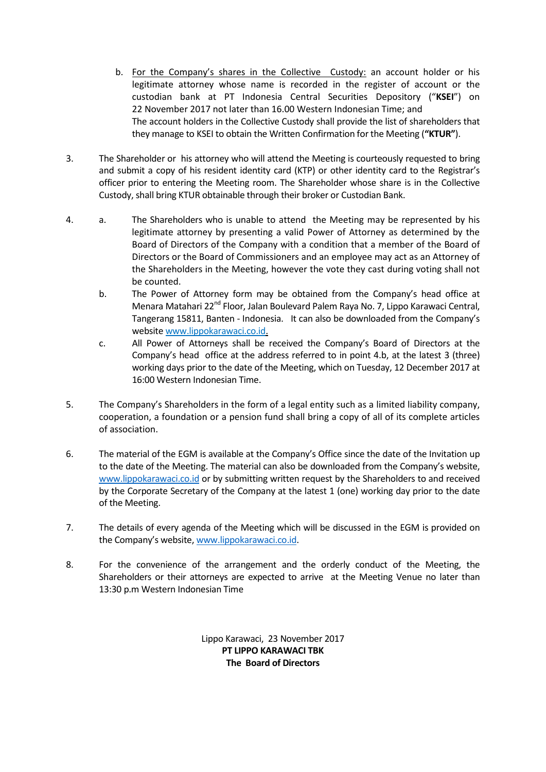b. For the Company's shares in the Collective Custody: an account holder or his legitimate attorney whose name is recorded in the register of account or the custodian bank at PT Indonesia Central Securities Depository ("**KSEI**") on 22 November 2017 not later than 16.00 Western Indonesian Time; and
   The account holders in the Collective Custody shall provide the list of shareholders that they manage to KSEI to obtain the Written Confirmation for the Meeting (**"KTUR"**).

3. The Shareholder or his attorney who will attend the Meeting is courteously requested to bring and submit a copy of his resident identity card (KTP) or other identity card to the Registrar's officer prior to entering the Meeting room. The Shareholder whose share is in the Collective Custody, shall bring KTUR obtainable through their broker or Custodian Bank.

4. a. The Shareholders who is unable to attend the Meeting may be represented by his legitimate attorney by presenting a valid Power of Attorney as determined by the Board of Directors of the Company with a condition that a member of the Board of Directors or the Board of Commissioners and an employee may act as an Attorney of the Shareholders in the Meeting, however the vote they cast during voting shall not be counted.
   b. The Power of Attorney form may be obtained from the Company's head office at Menara Matahari 22nd Floor, Jalan Boulevard Palem Raya No. 7, Lippo Karawaci Central, Tangerang 15811, Banten - Indonesia. It can also be downloaded from the Company's website www.lippokarawaci.co.id.
   c. All Power of Attorneys shall be received the Company's Board of Directors at the Company's head office at the address referred to in point 4.b, at the latest 3 (three) working days prior to the date of the Meeting, which on Tuesday, 12 December 2017 at 16:00 Western Indonesian Time.

5. The Company's Shareholders in the form of a legal entity such as a limited liability company, cooperation, a foundation or a pension fund shall bring a copy of all of its complete articles of association.

6. The material of the EGM is available at the Company's Office since the date of the Invitation up to the date of the Meeting. The material can also be downloaded from the Company's website, www.lippokarawaci.co.id or by submitting written request by the Shareholders to and received by the Corporate Secretary of the Company at the latest 1 (one) working day prior to the date of the Meeting.

7. The details of every agenda of the Meeting which will be discussed in the EGM is provided on the Company's website, www.lippokarawaci.co.id.

8. For the convenience of the arrangement and the orderly conduct of the Meeting, the Shareholders or their attorneys are expected to arrive at the Meeting Venue no later than 13:30 p.m Western Indonesian Time

Lippo Karawaci, 23 November 2017

**PT LIPPO KARAWACI TBK**

**The Board of Directors**